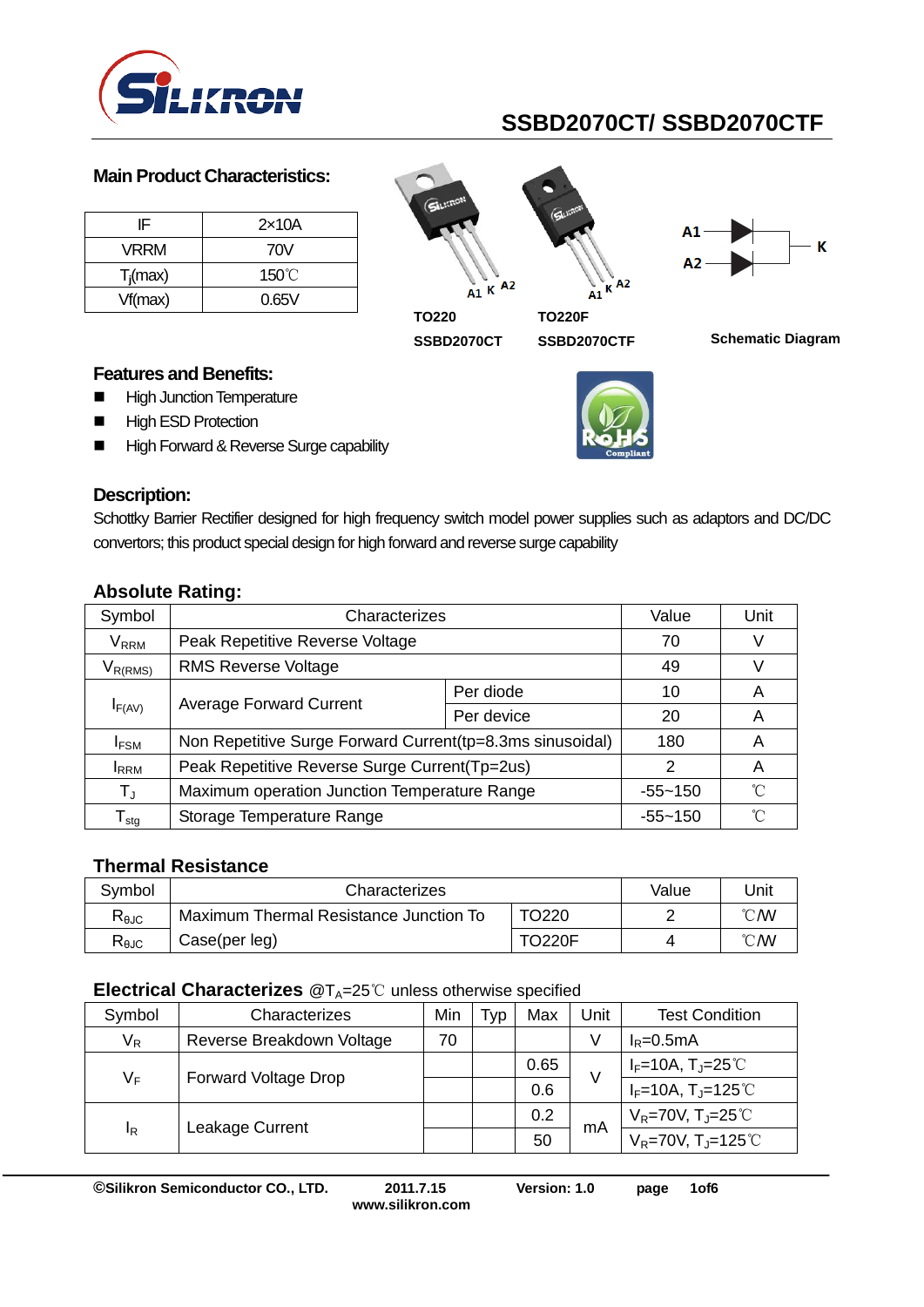# SSBD2070CT/ SSBD2070CTF

## Main Product Characteristics:

| | |
|---|---|
| IF | 2×10A |
| VRRM | 70V |
| $T_j$(max) | 150℃ |
| Vf(max) | 0.65V |

A1 K A2

TO220
SSBD2070CT

A1 K A2

TO220F
SSBD2070CTF

A1
A2
K

Schematic Diagram

## Features and Benefits:

- High Junction Temperature
- High ESD Protection
- High Forward & Reverse Surge capability

RoHS Compliant

## Description:

Schottky Barrier Rectifier designed for high frequency switch model power supplies such as adaptors and DC/DC convertors; this product special design for high forward and reverse surge capability

## Absolute Rating:

| Symbol | Characterizes | | Value | Unit |
|---|---|---|---|---|
| $V_{RRM}$ | Peak Repetitive Reverse Voltage | | 70 | V |
| $V_{R(RMS)}$ | RMS Reverse Voltage | | 49 | V |
| $I_{F(AV)}$ | Average Forward Current | Per diode | 10 | A |
| | | Per device | 20 | A |
| $I_{FSM}$ | Non Repetitive Surge Forward Current(tp=8.3ms sinusoidal) | | 180 | A |
| $I_{RRM}$ | Peak Repetitive Reverse Surge Current(Tp=2us) | | 2 | A |
| $T_J$ | Maximum operation Junction Temperature Range | | -55~150 | ℃ |
| $T_{stg}$ | Storage Temperature Range | | -55~150 | ℃ |

## Thermal Resistance

| Symbol | Characterizes | | Value | Unit |
|---|---|---|---|---|
| $R_{\theta JC}$ | Maximum Thermal Resistance Junction To Case(per leg) | TO220 | 2 | ℃/W |
| $R_{\theta JC}$ | | TO220F | 4 | ℃/W |

## Electrical Characterizes @$T_A$=25℃ unless otherwise specified

| Symbol | Characterizes | Min | Typ | Max | Unit | Test Condition |
|---|---|---|---|---|---|---|
| $V_R$ | Reverse Breakdown Voltage | 70 | | | V | $I_R$=0.5mA |
| $V_F$ | Forward Voltage Drop | | | 0.65 | V | $I_F$=10A, $T_J$=25℃ |
| | | | | 0.6 | | $I_F$=10A, $T_J$=125℃ |
| $I_R$ | Leakage Current | | | 0.2 | mA | $V_R$=70V, $T_J$=25℃ |
| | | | | 50 | | $V_R$=70V, $T_J$=125℃ |

©Silikron Semiconductor CO., LTD. 2011.7.15 www.silikron.com Version: 1.0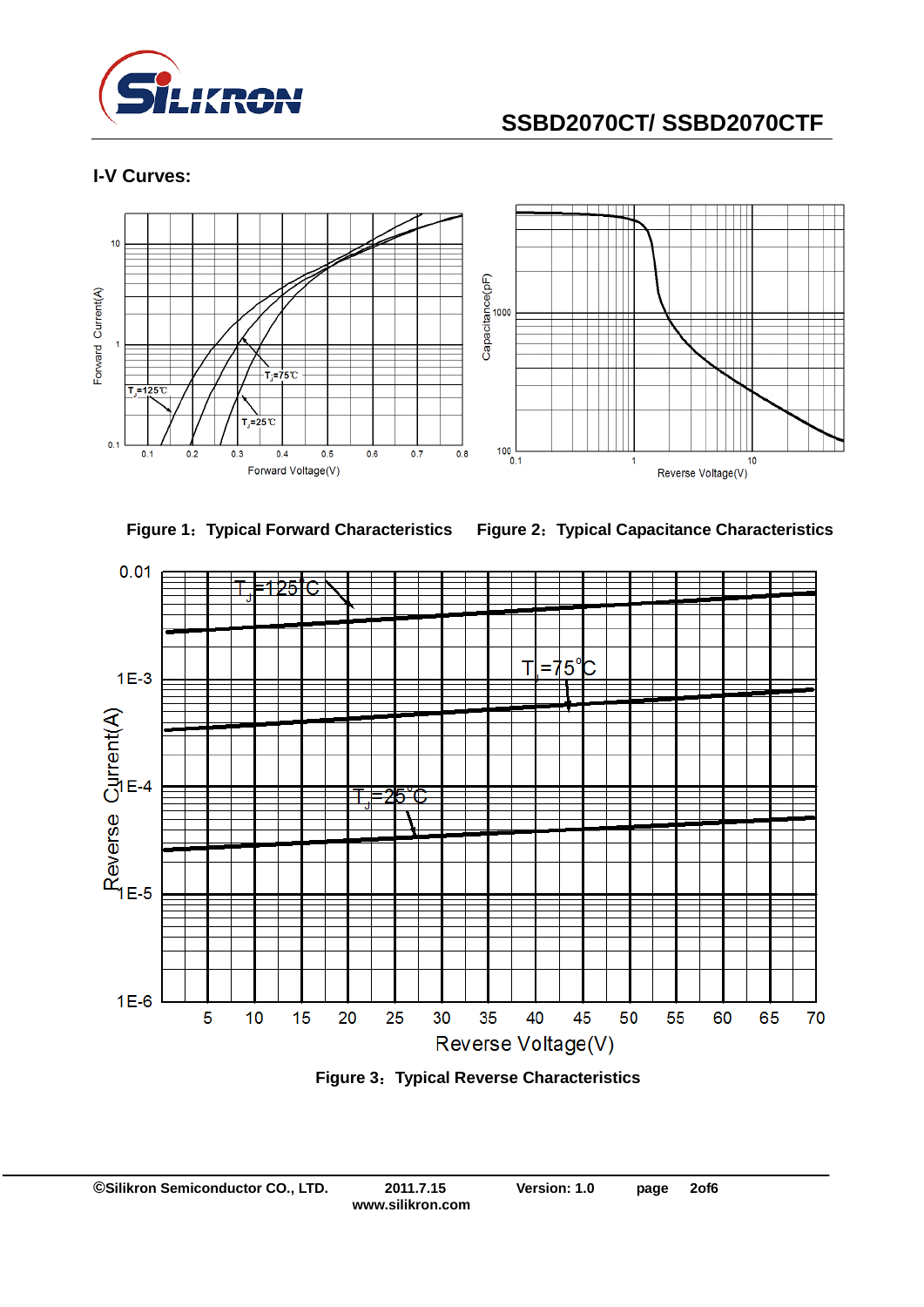## I-V Curves:

Forward Current(A)

10

1

0.1

0.1 0.2 0.3 0.4 0.5 0.6 0.7 0.8

Forward Voltage(V)

$T_J$=125℃

$T_J$=75℃

$T_J$=25℃

Figure 1：Typical Forward Characteristics

Capacitance(pF)

1000

100

0.1 1 10

Reverse Voltage(V)

Figure 2：Typical Capacitance Characteristics

Reverse Current(A)

0.01

1E-3

1E-4

1E-5

1E-6

5 10 15 20 25 30 35 40 45 50 55 60 65 70

Reverse Voltage(V)

$T_J$=125°C

$T_J$=75°C

$T_J$=25°C

Figure 3：Typical Reverse Characteristics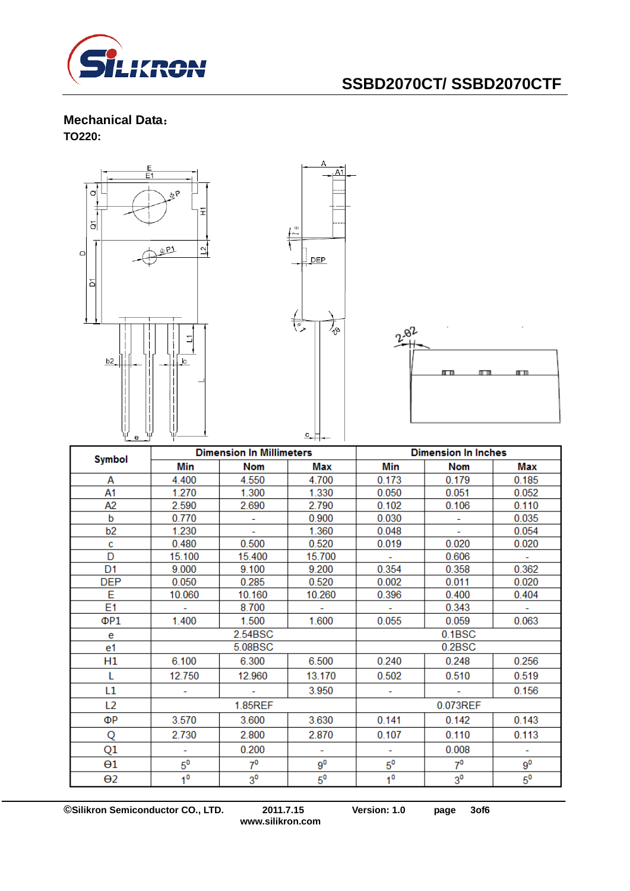## Mechanical Data：

**TO220:**

| Symbol | Dimension In Millimeters | | | Dimension In Inches | | |
|---|---|---|---|---|---|---|
| | Min | Nom | Max | Min | Nom | Max |
| A | 4.400 | 4.550 | 4.700 | 0.173 | 0.179 | 0.185 |
| A1 | 1.270 | 1.300 | 1.330 | 0.050 | 0.051 | 0.052 |
| A2 | 2.590 | 2.690 | 2.790 | 0.102 | 0.106 | 0.110 |
| b | 0.770 | - | 0.900 | 0.030 | - | 0.035 |
| b2 | 1.230 | - | 1.360 | 0.048 | - | 0.054 |
| c | 0.480 | 0.500 | 0.520 | 0.019 | 0.020 | 0.020 |
| D | 15.100 | 15.400 | 15.700 | - | 0.606 | - |
| D1 | 9.000 | 9.100 | 9.200 | 0.354 | 0.358 | 0.362 |
| DEP | 0.050 | 0.285 | 0.520 | 0.002 | 0.011 | 0.020 |
| E | 10.060 | 10.160 | 10.260 | 0.396 | 0.400 | 0.404 |
| E1 | - | 8.700 | - | - | 0.343 | - |
| ΦP1 | 1.400 | 1.500 | 1.600 | 0.055 | 0.059 | 0.063 |
| e | | 2.54BSC | | | 0.1BSC | |
| e1 | | 5.08BSC | | | 0.2BSC | |
| H1 | 6.100 | 6.300 | 6.500 | 0.240 | 0.248 | 0.256 |
| L | 12.750 | 12.960 | 13.170 | 0.502 | 0.510 | 0.519 |
| L1 | - | - | 3.950 | - | - | 0.156 |
| L2 | | 1.85REF | | | 0.073REF | |
| ΦP | 3.570 | 3.600 | 3.630 | 0.141 | 0.142 | 0.143 |
| Q | 2.730 | 2.800 | 2.870 | 0.107 | 0.110 | 0.113 |
| Q1 | - | 0.200 | - | - | 0.008 | - |
| Θ1 | $5^0$ | $7^0$ | $9^0$ | $5^0$ | $7^0$ | $9^0$ |
| Θ2 | $1^0$ | $3^0$ | $5^0$ | $1^0$ | $3^0$ | $5^0$ |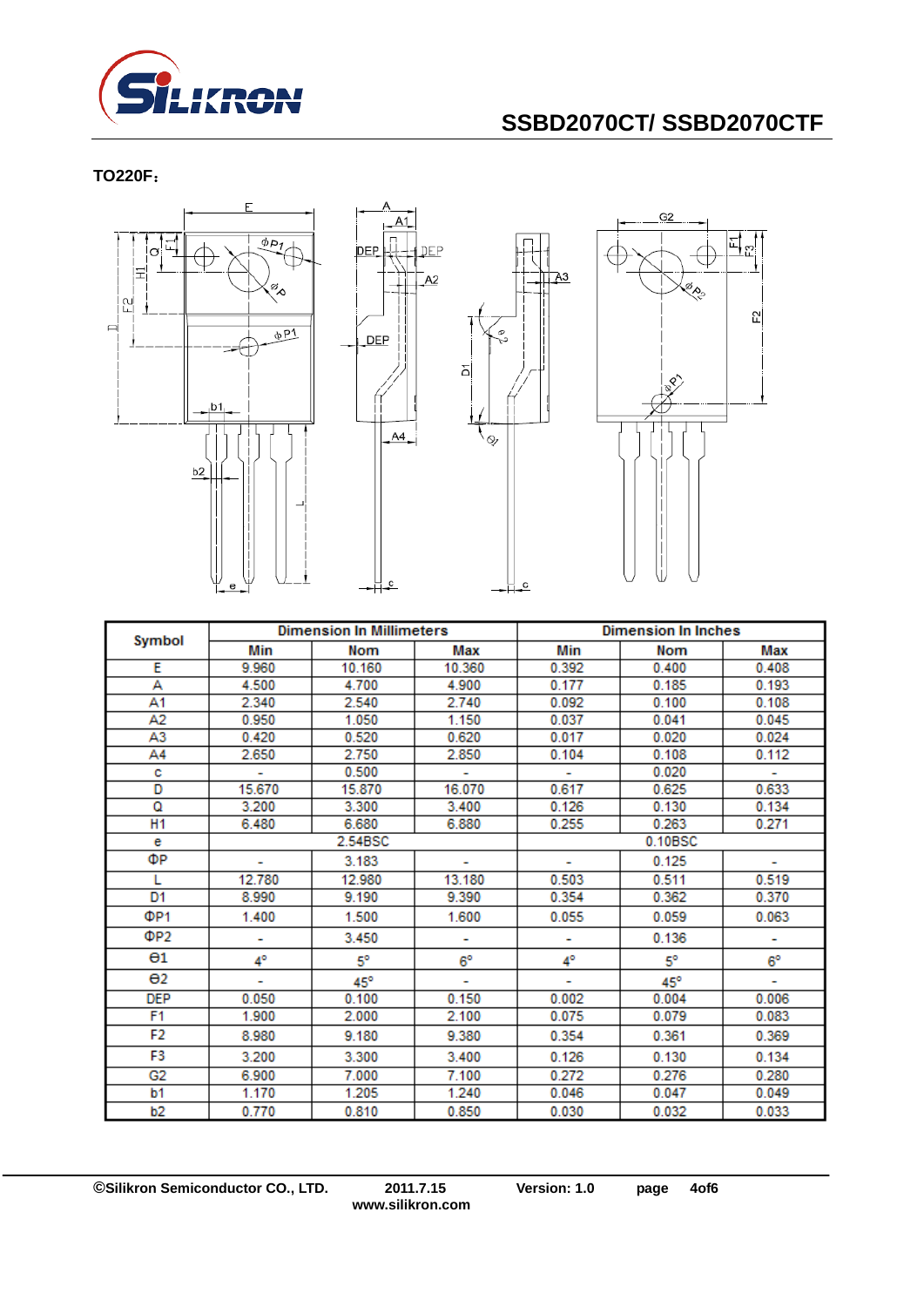TO220F：

E
A
A1
DEP
DEP
A2
A3
G2
F1
F3
Q
H1
F2
D
ΦP1
ΦP
ΦP1
DEP
θ2
D1
θ1
ΦP2
ΦP1
F2
b1
A4
b2
L
e
c
c

| Symbol | Dimension In Millimeters | | | Dimension In Inches | | |
|---|---|---|---|---|---|---|
| | Min | Nom | Max | Min | Nom | Max |
| E | 9.960 | 10.160 | 10.360 | 0.392 | 0.400 | 0.408 |
| A | 4.500 | 4.700 | 4.900 | 0.177 | 0.185 | 0.193 |
| A1 | 2.340 | 2.540 | 2.740 | 0.092 | 0.100 | 0.108 |
| A2 | 0.950 | 1.050 | 1.150 | 0.037 | 0.041 | 0.045 |
| A3 | 0.420 | 0.520 | 0.620 | 0.017 | 0.020 | 0.024 |
| A4 | 2.650 | 2.750 | 2.850 | 0.104 | 0.108 | 0.112 |
| c | - | 0.500 | - | - | 0.020 | - |
| D | 15.670 | 15.870 | 16.070 | 0.617 | 0.625 | 0.633 |
| Q | 3.200 | 3.300 | 3.400 | 0.126 | 0.130 | 0.134 |
| H1 | 6.480 | 6.680 | 6.880 | 0.255 | 0.263 | 0.271 |
| e | 2.54BSC | | | 0.10BSC | | |
| ΦP | - | 3.183 | - | - | 0.125 | - |
| L | 12.780 | 12.980 | 13.180 | 0.503 | 0.511 | 0.519 |
| D1 | 8.990 | 9.190 | 9.390 | 0.354 | 0.362 | 0.370 |
| ΦP1 | 1.400 | 1.500 | 1.600 | 0.055 | 0.059 | 0.063 |
| ΦP2 | - | 3.450 | - | - | 0.136 | - |
| Θ1 | 4° | 5° | 6° | 4° | 5° | 6° |
| Θ2 | - | 45° | - | - | 45° | - |
| DEP | 0.050 | 0.100 | 0.150 | 0.002 | 0.004 | 0.006 |
| F1 | 1.900 | 2.000 | 2.100 | 0.075 | 0.079 | 0.083 |
| F2 | 8.980 | 9.180 | 9.380 | 0.354 | 0.361 | 0.369 |
| F3 | 3.200 | 3.300 | 3.400 | 0.126 | 0.130 | 0.134 |
| G2 | 6.900 | 7.000 | 7.100 | 0.272 | 0.276 | 0.280 |
| b1 | 1.170 | 1.205 | 1.240 | 0.046 | 0.047 | 0.049 |
| b2 | 0.770 | 0.810 | 0.850 | 0.030 | 0.032 | 0.033 |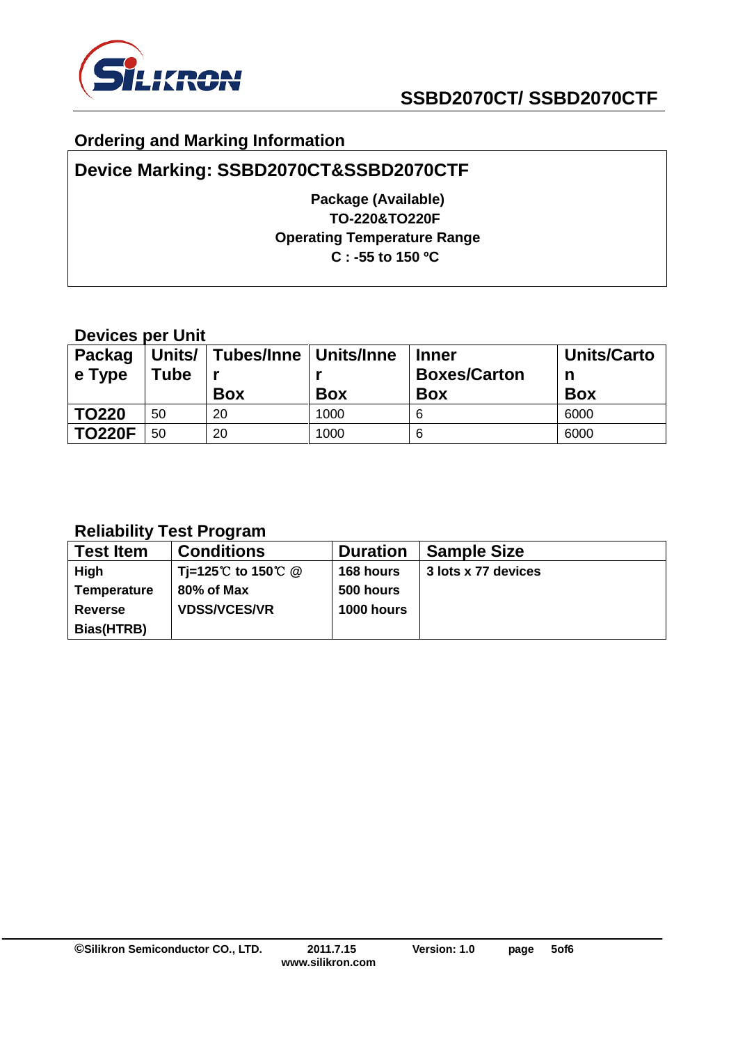## Ordering and Marking Information

### Device Marking: SSBD2070CT&SSBD2070CTF

**Package (Available)**
**TO-220&TO220F**
**Operating Temperature Range**
**C : -55 to 150 ºC**

### Devices per Unit

| Package Type | Units/ Tube | Tubes/Inner Box | Units/Inner Box | Inner Boxes/Carton Box | Units/Carton Box |
|---|---|---|---|---|---|
| **TO220** | 50 | 20 | 1000 | 6 | 6000 |
| **TO220F** | 50 | 20 | 1000 | 6 | 6000 |

### Reliability Test Program

| Test Item | Conditions | Duration | Sample Size |
|---|---|---|---|
| High Temperature Reverse Bias(HTRB) | Tj=125℃ to 150℃ @ 80% of Max VDSS/VCES/VR | 168 hours<br>500 hours<br>1000 hours | 3 lots x 77 devices |

©Silikron Semiconductor CO., LTD. 2011.7.15 Version: 1.0
www.silikron.com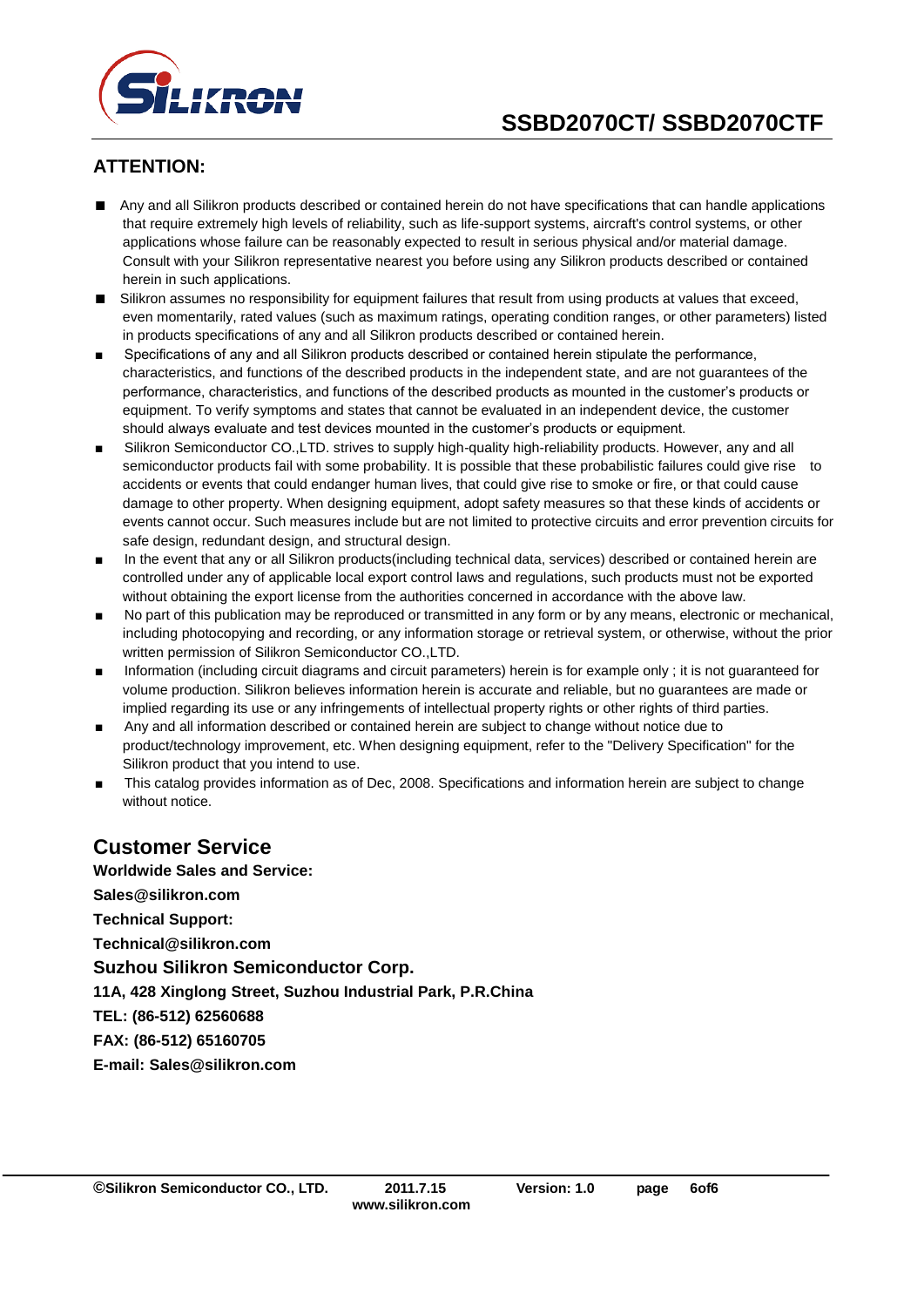## ATTENTION:

- Any and all Silikron products described or contained herein do not have specifications that can handle applications that require extremely high levels of reliability, such as life-support systems, aircraft's control systems, or other applications whose failure can be reasonably expected to result in serious physical and/or material damage. Consult with your Silikron representative nearest you before using any Silikron products described or contained herein in such applications.
- Silikron assumes no responsibility for equipment failures that result from using products at values that exceed, even momentarily, rated values (such as maximum ratings, operating condition ranges, or other parameters) listed in products specifications of any and all Silikron products described or contained herein.
- Specifications of any and all Silikron products described or contained herein stipulate the performance, characteristics, and functions of the described products in the independent state, and are not guarantees of the performance, characteristics, and functions of the described products as mounted in the customer's products or equipment. To verify symptoms and states that cannot be evaluated in an independent device, the customer should always evaluate and test devices mounted in the customer's products or equipment.
- Silikron Semiconductor CO.,LTD. strives to supply high-quality high-reliability products. However, any and all semiconductor products fail with some probability. It is possible that these probabilistic failures could give rise to accidents or events that could endanger human lives, that could give rise to smoke or fire, or that could cause damage to other property. When designing equipment, adopt safety measures so that these kinds of accidents or events cannot occur. Such measures include but are not limited to protective circuits and error prevention circuits for safe design, redundant design, and structural design.
- In the event that any or all Silikron products(including technical data, services) described or contained herein are controlled under any of applicable local export control laws and regulations, such products must not be exported without obtaining the export license from the authorities concerned in accordance with the above law.
- No part of this publication may be reproduced or transmitted in any form or by any means, electronic or mechanical, including photocopying and recording, or any information storage or retrieval system, or otherwise, without the prior written permission of Silikron Semiconductor CO.,LTD.
- Information (including circuit diagrams and circuit parameters) herein is for example only ; it is not guaranteed for volume production. Silikron believes information herein is accurate and reliable, but no guarantees are made or implied regarding its use or any infringements of intellectual property rights or other rights of third parties.
- Any and all information described or contained herein are subject to change without notice due to product/technology improvement, etc. When designing equipment, refer to the "Delivery Specification" for the Silikron product that you intend to use.
- This catalog provides information as of Dec, 2008. Specifications and information herein are subject to change without notice.

## Customer Service

**Worldwide Sales and Service:**

**Sales@silikron.com**

**Technical Support:**

**Technical@silikron.com**

### Suzhou Silikron Semiconductor Corp.

**11A, 428 Xinglong Street, Suzhou Industrial Park, P.R.China**

**TEL: (86-512) 62560688**

**FAX: (86-512) 65160705**

**E-mail: Sales@silikron.com**